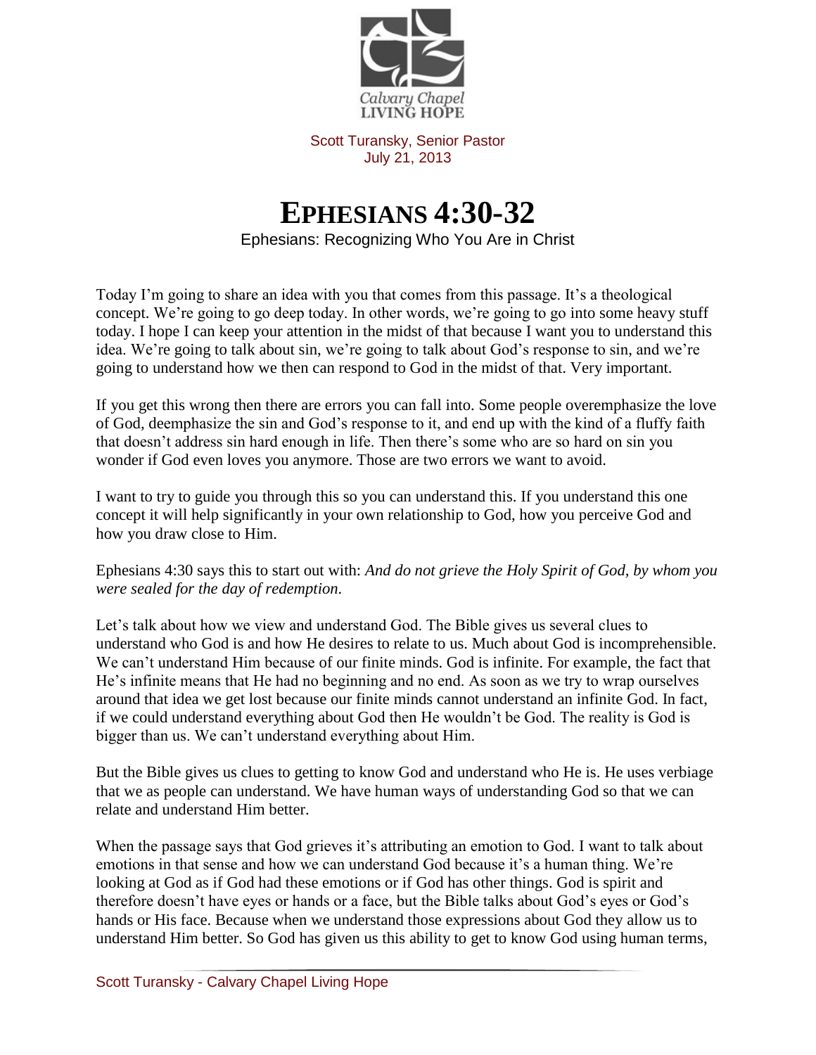Calvary Chapel
LIVING HOPE

Scott Turansky, Senior Pastor
July 21, 2013

# EPHESIANS 4:30-32

Ephesians: Recognizing Who You Are in Christ

Today I'm going to share an idea with you that comes from this passage. It's a theological concept. We're going to go deep today. In other words, we're going to go into some heavy stuff today. I hope I can keep your attention in the midst of that because I want you to understand this idea. We're going to talk about sin, we're going to talk about God's response to sin, and we're going to understand how we then can respond to God in the midst of that. Very important.

If you get this wrong then there are errors you can fall into. Some people overemphasize the love of God, deemphasize the sin and God's response to it, and end up with the kind of a fluffy faith that doesn't address sin hard enough in life. Then there's some who are so hard on sin you wonder if God even loves you anymore. Those are two errors we want to avoid.

I want to try to guide you through this so you can understand this. If you understand this one concept it will help significantly in your own relationship to God, how you perceive God and how you draw close to Him.

Ephesians 4:30 says this to start out with: *And do not grieve the Holy Spirit of God, by whom you were sealed for the day of redemption.*

Let's talk about how we view and understand God. The Bible gives us several clues to understand who God is and how He desires to relate to us. Much about God is incomprehensible. We can't understand Him because of our finite minds. God is infinite. For example, the fact that He's infinite means that He had no beginning and no end. As soon as we try to wrap ourselves around that idea we get lost because our finite minds cannot understand an infinite God. In fact, if we could understand everything about God then He wouldn't be God. The reality is God is bigger than us. We can't understand everything about Him.

But the Bible gives us clues to getting to know God and understand who He is. He uses verbiage that we as people can understand. We have human ways of understanding God so that we can relate and understand Him better.

When the passage says that God grieves it's attributing an emotion to God. I want to talk about emotions in that sense and how we can understand God because it's a human thing. We're looking at God as if God had these emotions or if God has other things. God is spirit and therefore doesn't have eyes or hands or a face, but the Bible talks about God's eyes or God's hands or His face. Because when we understand those expressions about God they allow us to understand Him better. So God has given us this ability to get to know God using human terms,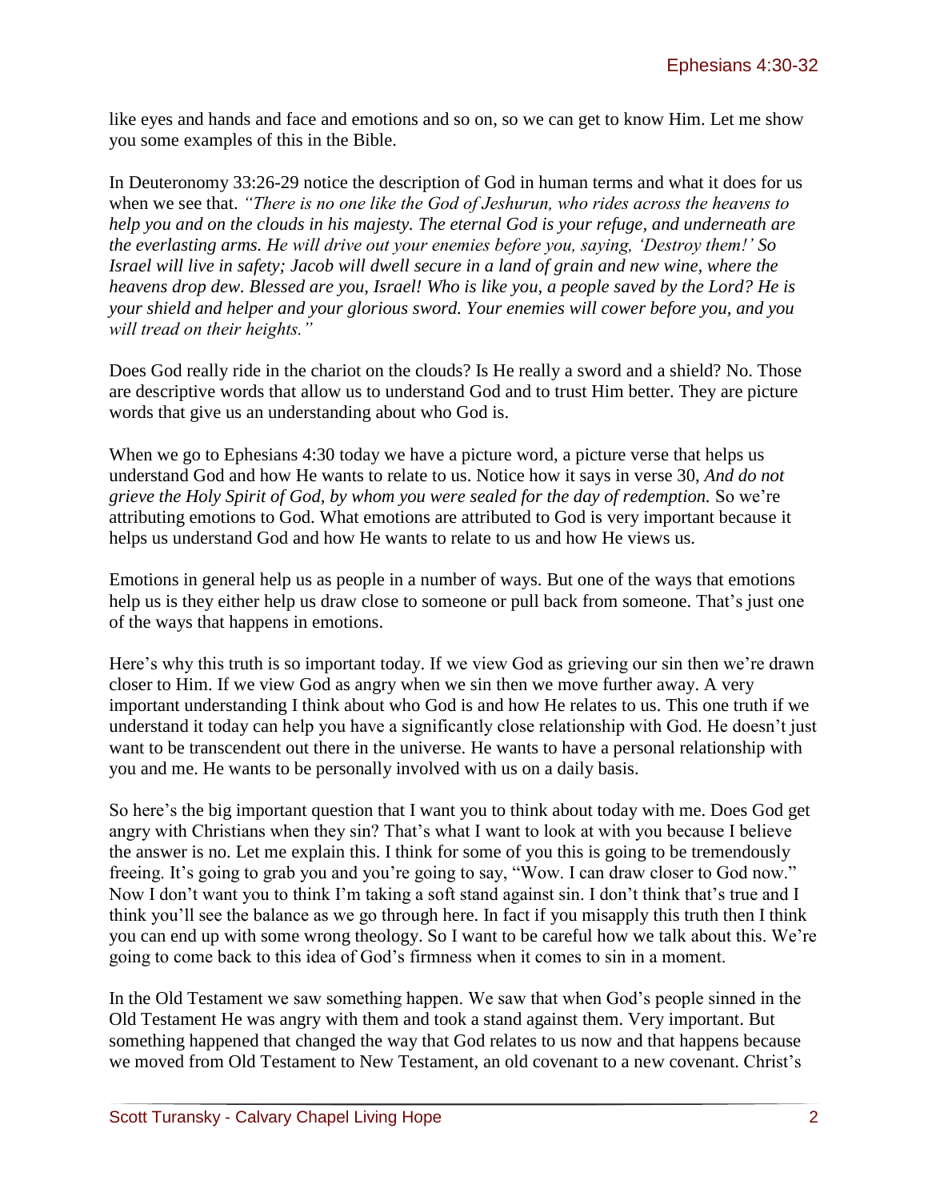like eyes and hands and face and emotions and so on, so we can get to know Him. Let me show you some examples of this in the Bible.

In Deuteronomy 33:26-29 notice the description of God in human terms and what it does for us when we see that. *"There is no one like the God of Jeshurun, who rides across the heavens to help you and on the clouds in his majesty. The eternal God is your refuge, and underneath are the everlasting arms. He will drive out your enemies before you, saying, 'Destroy them!' So Israel will live in safety; Jacob will dwell secure in a land of grain and new wine, where the heavens drop dew. Blessed are you, Israel! Who is like you, a people saved by the Lord? He is your shield and helper and your glorious sword. Your enemies will cower before you, and you will tread on their heights."*

Does God really ride in the chariot on the clouds? Is He really a sword and a shield? No. Those are descriptive words that allow us to understand God and to trust Him better. They are picture words that give us an understanding about who God is.

When we go to Ephesians 4:30 today we have a picture word, a picture verse that helps us understand God and how He wants to relate to us. Notice how it says in verse 30, *And do not grieve the Holy Spirit of God, by whom you were sealed for the day of redemption.* So we're attributing emotions to God. What emotions are attributed to God is very important because it helps us understand God and how He wants to relate to us and how He views us.

Emotions in general help us as people in a number of ways. But one of the ways that emotions help us is they either help us draw close to someone or pull back from someone. That's just one of the ways that happens in emotions.

Here's why this truth is so important today. If we view God as grieving our sin then we're drawn closer to Him. If we view God as angry when we sin then we move further away. A very important understanding I think about who God is and how He relates to us. This one truth if we understand it today can help you have a significantly close relationship with God. He doesn't just want to be transcendent out there in the universe. He wants to have a personal relationship with you and me. He wants to be personally involved with us on a daily basis.

So here's the big important question that I want you to think about today with me. Does God get angry with Christians when they sin? That's what I want to look at with you because I believe the answer is no. Let me explain this. I think for some of you this is going to be tremendously freeing. It's going to grab you and you're going to say, "Wow. I can draw closer to God now." Now I don't want you to think I'm taking a soft stand against sin. I don't think that's true and I think you'll see the balance as we go through here. In fact if you misapply this truth then I think you can end up with some wrong theology. So I want to be careful how we talk about this. We're going to come back to this idea of God's firmness when it comes to sin in a moment.

In the Old Testament we saw something happen. We saw that when God's people sinned in the Old Testament He was angry with them and took a stand against them. Very important. But something happened that changed the way that God relates to us now and that happens because we moved from Old Testament to New Testament, an old covenant to a new covenant. Christ's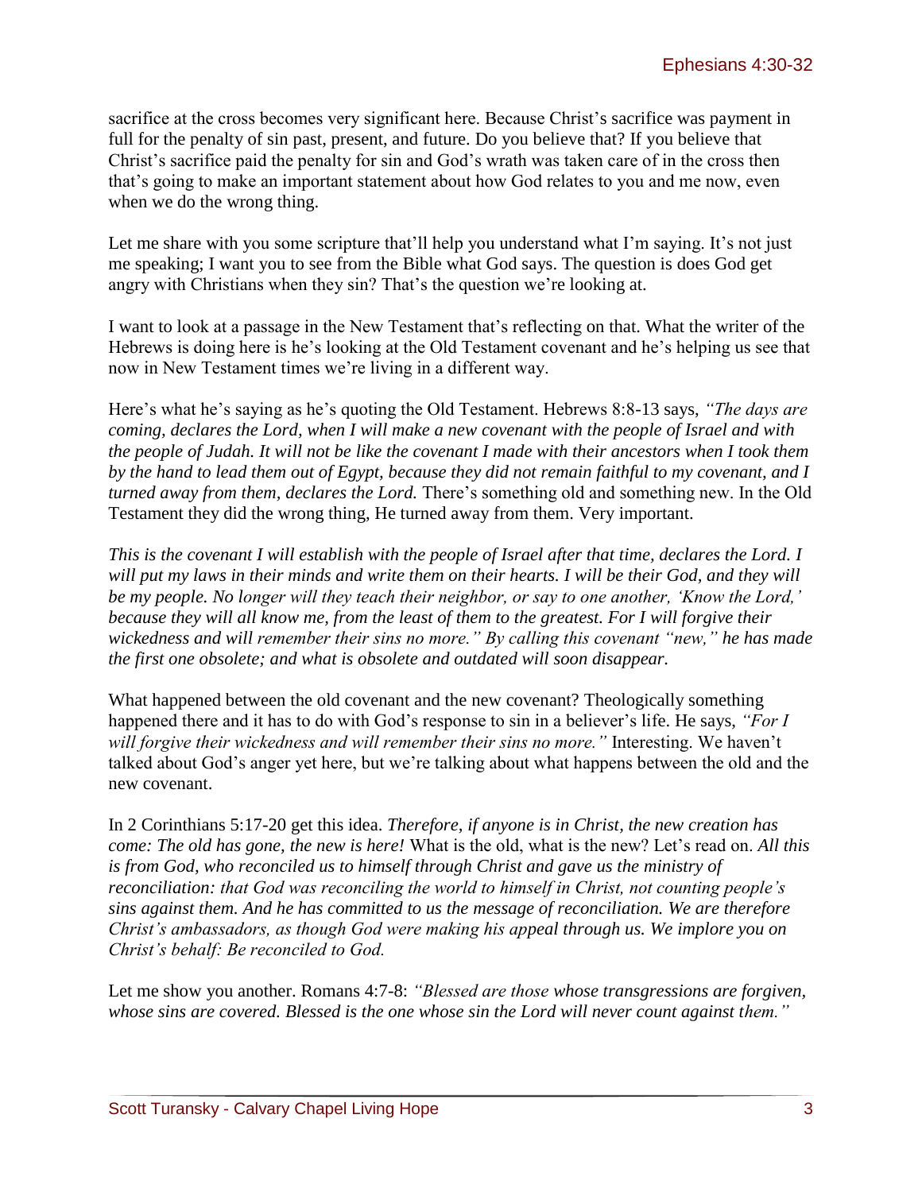sacrifice at the cross becomes very significant here. Because Christ's sacrifice was payment in full for the penalty of sin past, present, and future. Do you believe that? If you believe that Christ's sacrifice paid the penalty for sin and God's wrath was taken care of in the cross then that's going to make an important statement about how God relates to you and me now, even when we do the wrong thing.

Let me share with you some scripture that'll help you understand what I'm saying. It's not just me speaking; I want you to see from the Bible what God says. The question is does God get angry with Christians when they sin? That's the question we're looking at.

I want to look at a passage in the New Testament that's reflecting on that. What the writer of the Hebrews is doing here is he's looking at the Old Testament covenant and he's helping us see that now in New Testament times we're living in a different way.

Here's what he's saying as he's quoting the Old Testament. Hebrews 8:8-13 says, *"The days are coming, declares the Lord, when I will make a new covenant with the people of Israel and with the people of Judah. It will not be like the covenant I made with their ancestors when I took them by the hand to lead them out of Egypt, because they did not remain faithful to my covenant, and I turned away from them, declares the Lord.* There's something old and something new. In the Old Testament they did the wrong thing, He turned away from them. Very important.

*This is the covenant I will establish with the people of Israel after that time, declares the Lord. I will put my laws in their minds and write them on their hearts. I will be their God, and they will be my people. No longer will they teach their neighbor, or say to one another, 'Know the Lord,' because they will all know me, from the least of them to the greatest. For I will forgive their wickedness and will remember their sins no more." By calling this covenant "new," he has made the first one obsolete; and what is obsolete and outdated will soon disappear.*

What happened between the old covenant and the new covenant? Theologically something happened there and it has to do with God's response to sin in a believer's life. He says, *"For I will forgive their wickedness and will remember their sins no more."* Interesting. We haven't talked about God's anger yet here, but we're talking about what happens between the old and the new covenant.

In 2 Corinthians 5:17-20 get this idea. *Therefore, if anyone is in Christ, the new creation has come: The old has gone, the new is here!* What is the old, what is the new? Let's read on. *All this is from God, who reconciled us to himself through Christ and gave us the ministry of reconciliation: that God was reconciling the world to himself in Christ, not counting people's sins against them. And he has committed to us the message of reconciliation. We are therefore Christ's ambassadors, as though God were making his appeal through us. We implore you on Christ's behalf: Be reconciled to God.*

Let me show you another. Romans 4:7-8: *"Blessed are those whose transgressions are forgiven, whose sins are covered. Blessed is the one whose sin the Lord will never count against them."*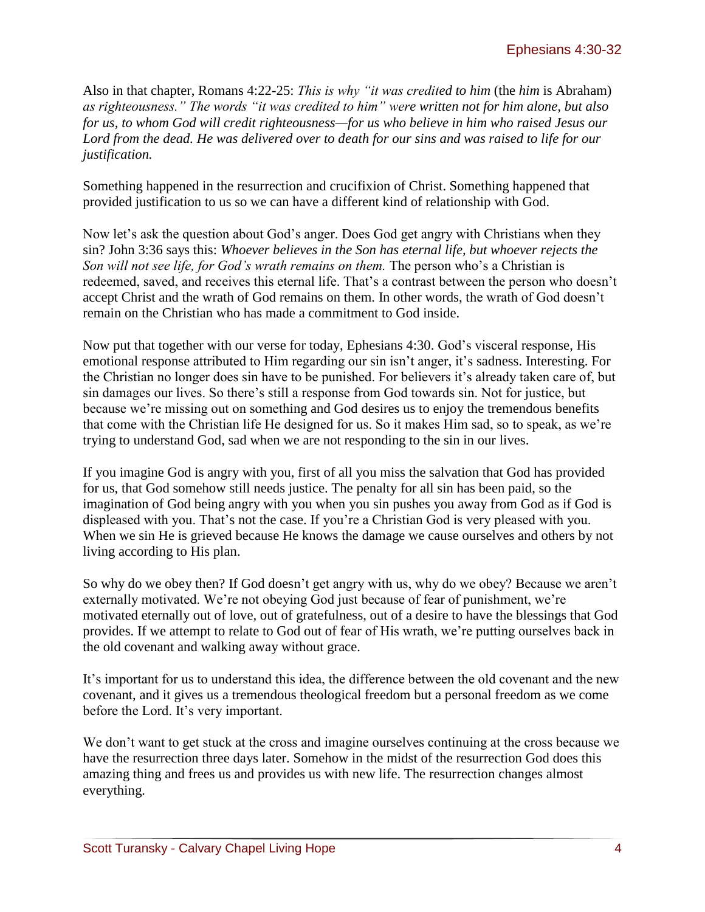Also in that chapter, Romans 4:22-25: *This is why "it was credited to him* (the *him* is Abraham) *as righteousness." The words "it was credited to him" were written not for him alone, but also for us, to whom God will credit righteousness—for us who believe in him who raised Jesus our Lord from the dead. He was delivered over to death for our sins and was raised to life for our justification.*

Something happened in the resurrection and crucifixion of Christ. Something happened that provided justification to us so we can have a different kind of relationship with God.

Now let's ask the question about God's anger. Does God get angry with Christians when they sin? John 3:36 says this: *Whoever believes in the Son has eternal life, but whoever rejects the Son will not see life, for God's wrath remains on them.* The person who's a Christian is redeemed, saved, and receives this eternal life. That's a contrast between the person who doesn't accept Christ and the wrath of God remains on them. In other words, the wrath of God doesn't remain on the Christian who has made a commitment to God inside.

Now put that together with our verse for today, Ephesians 4:30. God's visceral response, His emotional response attributed to Him regarding our sin isn't anger, it's sadness. Interesting. For the Christian no longer does sin have to be punished. For believers it's already taken care of, but sin damages our lives. So there's still a response from God towards sin. Not for justice, but because we're missing out on something and God desires us to enjoy the tremendous benefits that come with the Christian life He designed for us. So it makes Him sad, so to speak, as we're trying to understand God, sad when we are not responding to the sin in our lives.

If you imagine God is angry with you, first of all you miss the salvation that God has provided for us, that God somehow still needs justice. The penalty for all sin has been paid, so the imagination of God being angry with you when you sin pushes you away from God as if God is displeased with you. That's not the case. If you're a Christian God is very pleased with you. When we sin He is grieved because He knows the damage we cause ourselves and others by not living according to His plan.

So why do we obey then? If God doesn't get angry with us, why do we obey? Because we aren't externally motivated. We're not obeying God just because of fear of punishment, we're motivated eternally out of love, out of gratefulness, out of a desire to have the blessings that God provides. If we attempt to relate to God out of fear of His wrath, we're putting ourselves back in the old covenant and walking away without grace.

It's important for us to understand this idea, the difference between the old covenant and the new covenant, and it gives us a tremendous theological freedom but a personal freedom as we come before the Lord. It's very important.

We don't want to get stuck at the cross and imagine ourselves continuing at the cross because we have the resurrection three days later. Somehow in the midst of the resurrection God does this amazing thing and frees us and provides us with new life. The resurrection changes almost everything.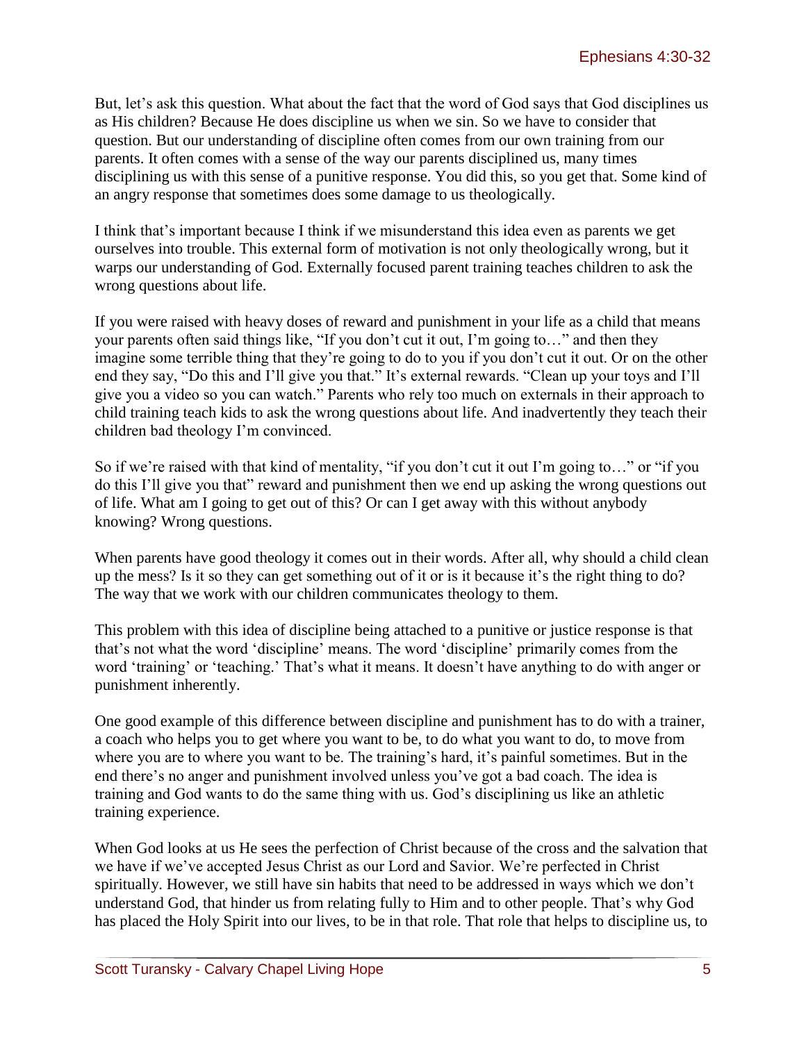But, let's ask this question. What about the fact that the word of God says that God disciplines us as His children? Because He does discipline us when we sin. So we have to consider that question. But our understanding of discipline often comes from our own training from our parents. It often comes with a sense of the way our parents disciplined us, many times disciplining us with this sense of a punitive response. You did this, so you get that. Some kind of an angry response that sometimes does some damage to us theologically.

I think that's important because I think if we misunderstand this idea even as parents we get ourselves into trouble. This external form of motivation is not only theologically wrong, but it warps our understanding of God. Externally focused parent training teaches children to ask the wrong questions about life.

If you were raised with heavy doses of reward and punishment in your life as a child that means your parents often said things like, "If you don't cut it out, I'm going to…" and then they imagine some terrible thing that they're going to do to you if you don't cut it out. Or on the other end they say, "Do this and I'll give you that." It's external rewards. "Clean up your toys and I'll give you a video so you can watch." Parents who rely too much on externals in their approach to child training teach kids to ask the wrong questions about life. And inadvertently they teach their children bad theology I'm convinced.

So if we're raised with that kind of mentality, "if you don't cut it out I'm going to…" or "if you do this I'll give you that" reward and punishment then we end up asking the wrong questions out of life. What am I going to get out of this? Or can I get away with this without anybody knowing? Wrong questions.

When parents have good theology it comes out in their words. After all, why should a child clean up the mess? Is it so they can get something out of it or is it because it's the right thing to do? The way that we work with our children communicates theology to them.

This problem with this idea of discipline being attached to a punitive or justice response is that that's not what the word 'discipline' means. The word 'discipline' primarily comes from the word 'training' or 'teaching.' That's what it means. It doesn't have anything to do with anger or punishment inherently.

One good example of this difference between discipline and punishment has to do with a trainer, a coach who helps you to get where you want to be, to do what you want to do, to move from where you are to where you want to be. The training's hard, it's painful sometimes. But in the end there's no anger and punishment involved unless you've got a bad coach. The idea is training and God wants to do the same thing with us. God's disciplining us like an athletic training experience.

When God looks at us He sees the perfection of Christ because of the cross and the salvation that we have if we've accepted Jesus Christ as our Lord and Savior. We're perfected in Christ spiritually. However, we still have sin habits that need to be addressed in ways which we don't understand God, that hinder us from relating fully to Him and to other people. That's why God has placed the Holy Spirit into our lives, to be in that role. That role that helps to discipline us, to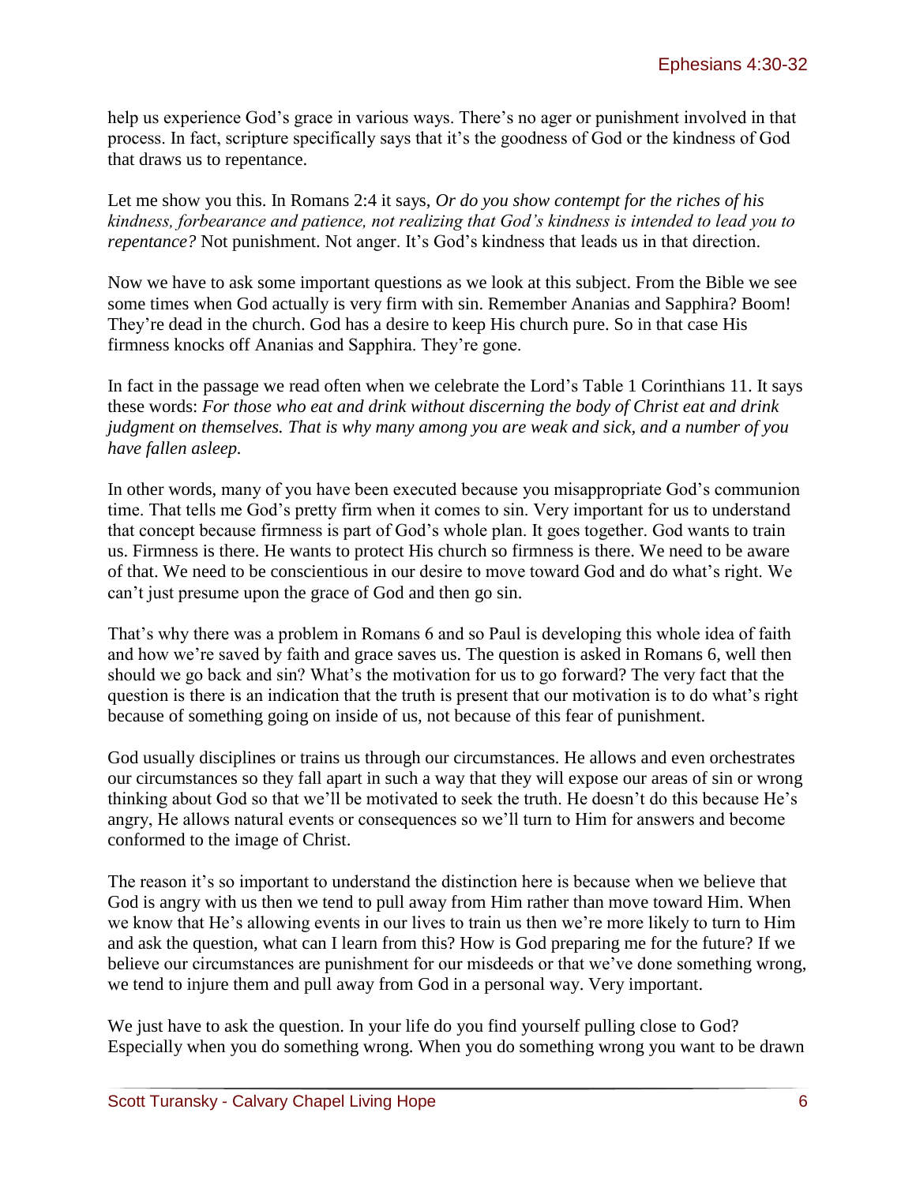help us experience God's grace in various ways. There's no ager or punishment involved in that process. In fact, scripture specifically says that it's the goodness of God or the kindness of God that draws us to repentance.

Let me show you this. In Romans 2:4 it says, *Or do you show contempt for the riches of his kindness, forbearance and patience, not realizing that God's kindness is intended to lead you to repentance?* Not punishment. Not anger. It's God's kindness that leads us in that direction.

Now we have to ask some important questions as we look at this subject. From the Bible we see some times when God actually is very firm with sin. Remember Ananias and Sapphira? Boom! They're dead in the church. God has a desire to keep His church pure. So in that case His firmness knocks off Ananias and Sapphira. They're gone.

In fact in the passage we read often when we celebrate the Lord's Table 1 Corinthians 11. It says these words: *For those who eat and drink without discerning the body of Christ eat and drink judgment on themselves. That is why many among you are weak and sick, and a number of you have fallen asleep.*

In other words, many of you have been executed because you misappropriate God's communion time. That tells me God's pretty firm when it comes to sin. Very important for us to understand that concept because firmness is part of God's whole plan. It goes together. God wants to train us. Firmness is there. He wants to protect His church so firmness is there. We need to be aware of that. We need to be conscientious in our desire to move toward God and do what's right. We can't just presume upon the grace of God and then go sin.

That's why there was a problem in Romans 6 and so Paul is developing this whole idea of faith and how we're saved by faith and grace saves us. The question is asked in Romans 6, well then should we go back and sin? What's the motivation for us to go forward? The very fact that the question is there is an indication that the truth is present that our motivation is to do what's right because of something going on inside of us, not because of this fear of punishment.

God usually disciplines or trains us through our circumstances. He allows and even orchestrates our circumstances so they fall apart in such a way that they will expose our areas of sin or wrong thinking about God so that we'll be motivated to seek the truth. He doesn't do this because He's angry, He allows natural events or consequences so we'll turn to Him for answers and become conformed to the image of Christ.

The reason it's so important to understand the distinction here is because when we believe that God is angry with us then we tend to pull away from Him rather than move toward Him. When we know that He's allowing events in our lives to train us then we're more likely to turn to Him and ask the question, what can I learn from this? How is God preparing me for the future? If we believe our circumstances are punishment for our misdeeds or that we've done something wrong, we tend to injure them and pull away from God in a personal way. Very important.

We just have to ask the question. In your life do you find yourself pulling close to God? Especially when you do something wrong. When you do something wrong you want to be drawn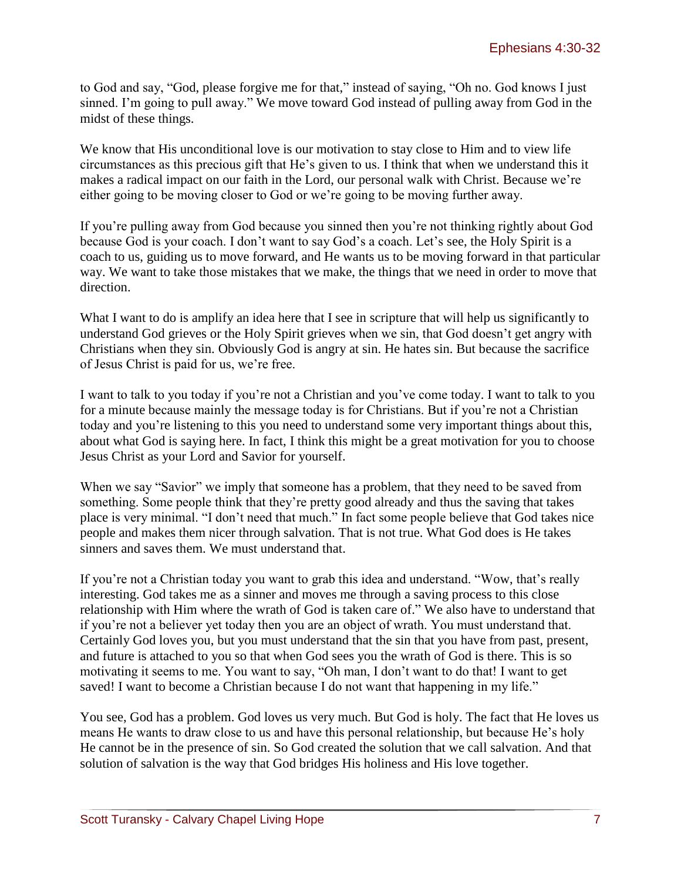to God and say, "God, please forgive me for that," instead of saying, "Oh no. God knows I just sinned. I'm going to pull away." We move toward God instead of pulling away from God in the midst of these things.

We know that His unconditional love is our motivation to stay close to Him and to view life circumstances as this precious gift that He's given to us. I think that when we understand this it makes a radical impact on our faith in the Lord, our personal walk with Christ. Because we're either going to be moving closer to God or we're going to be moving further away.

If you're pulling away from God because you sinned then you're not thinking rightly about God because God is your coach. I don't want to say God's a coach. Let's see, the Holy Spirit is a coach to us, guiding us to move forward, and He wants us to be moving forward in that particular way. We want to take those mistakes that we make, the things that we need in order to move that direction.

What I want to do is amplify an idea here that I see in scripture that will help us significantly to understand God grieves or the Holy Spirit grieves when we sin, that God doesn't get angry with Christians when they sin. Obviously God is angry at sin. He hates sin. But because the sacrifice of Jesus Christ is paid for us, we're free.

I want to talk to you today if you're not a Christian and you've come today. I want to talk to you for a minute because mainly the message today is for Christians. But if you're not a Christian today and you're listening to this you need to understand some very important things about this, about what God is saying here. In fact, I think this might be a great motivation for you to choose Jesus Christ as your Lord and Savior for yourself.

When we say "Savior" we imply that someone has a problem, that they need to be saved from something. Some people think that they're pretty good already and thus the saving that takes place is very minimal. "I don't need that much." In fact some people believe that God takes nice people and makes them nicer through salvation. That is not true. What God does is He takes sinners and saves them. We must understand that.

If you're not a Christian today you want to grab this idea and understand. "Wow, that's really interesting. God takes me as a sinner and moves me through a saving process to this close relationship with Him where the wrath of God is taken care of." We also have to understand that if you're not a believer yet today then you are an object of wrath. You must understand that. Certainly God loves you, but you must understand that the sin that you have from past, present, and future is attached to you so that when God sees you the wrath of God is there. This is so motivating it seems to me. You want to say, "Oh man, I don't want to do that! I want to get saved! I want to become a Christian because I do not want that happening in my life."

You see, God has a problem. God loves us very much. But God is holy. The fact that He loves us means He wants to draw close to us and have this personal relationship, but because He's holy He cannot be in the presence of sin. So God created the solution that we call salvation. And that solution of salvation is the way that God bridges His holiness and His love together.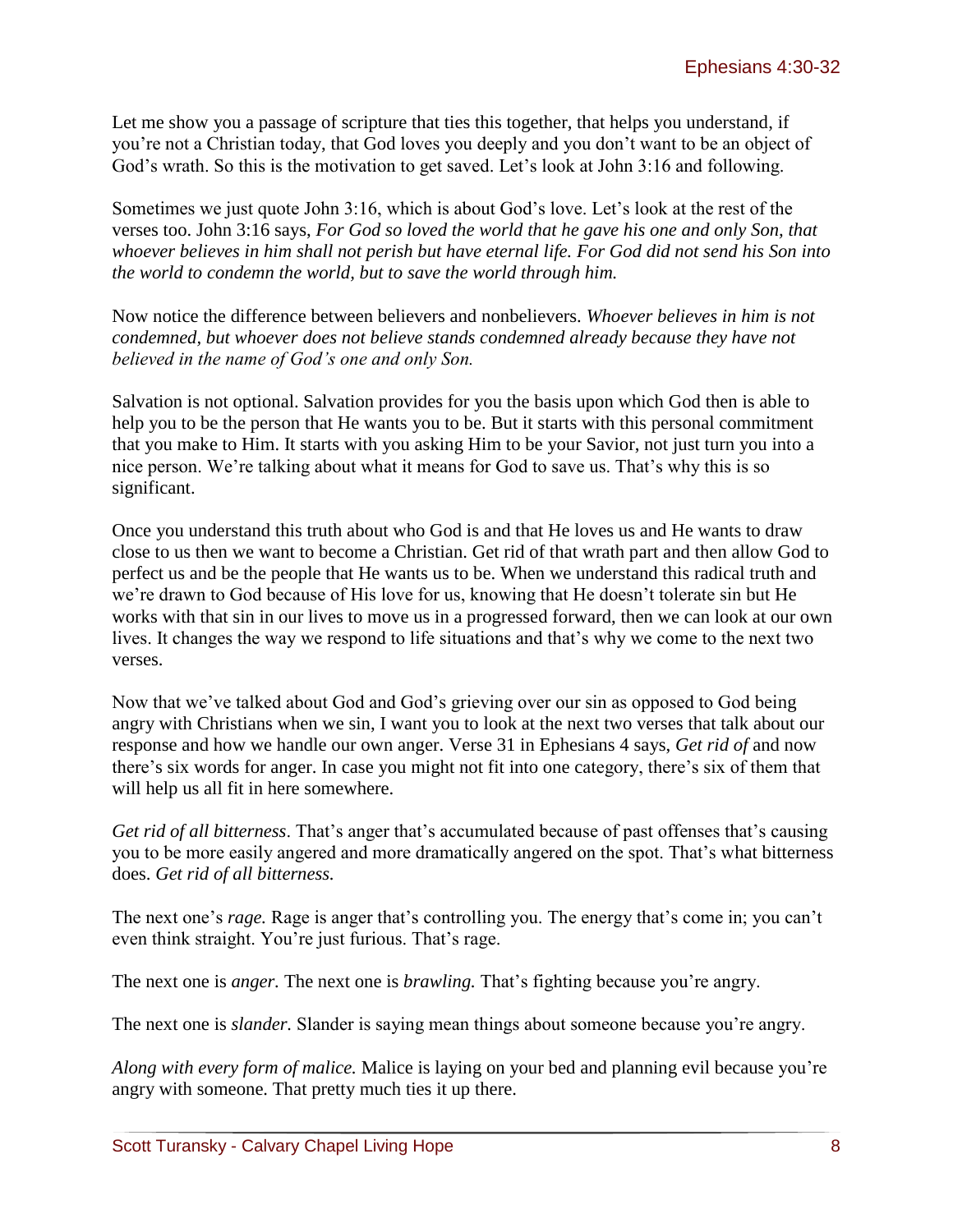Let me show you a passage of scripture that ties this together, that helps you understand, if you're not a Christian today, that God loves you deeply and you don't want to be an object of God's wrath. So this is the motivation to get saved. Let's look at John 3:16 and following.

Sometimes we just quote John 3:16, which is about God's love. Let's look at the rest of the verses too. John 3:16 says, *For God so loved the world that he gave his one and only Son, that whoever believes in him shall not perish but have eternal life. For God did not send his Son into the world to condemn the world, but to save the world through him.*

Now notice the difference between believers and nonbelievers. *Whoever believes in him is not condemned, but whoever does not believe stands condemned already because they have not believed in the name of God's one and only Son.*

Salvation is not optional. Salvation provides for you the basis upon which God then is able to help you to be the person that He wants you to be. But it starts with this personal commitment that you make to Him. It starts with you asking Him to be your Savior, not just turn you into a nice person. We're talking about what it means for God to save us. That's why this is so significant.

Once you understand this truth about who God is and that He loves us and He wants to draw close to us then we want to become a Christian. Get rid of that wrath part and then allow God to perfect us and be the people that He wants us to be. When we understand this radical truth and we're drawn to God because of His love for us, knowing that He doesn't tolerate sin but He works with that sin in our lives to move us in a progressed forward, then we can look at our own lives. It changes the way we respond to life situations and that's why we come to the next two verses.

Now that we've talked about God and God's grieving over our sin as opposed to God being angry with Christians when we sin, I want you to look at the next two verses that talk about our response and how we handle our own anger. Verse 31 in Ephesians 4 says, *Get rid of* and now there's six words for anger. In case you might not fit into one category, there's six of them that will help us all fit in here somewhere.

*Get rid of all bitterness*. That's anger that's accumulated because of past offenses that's causing you to be more easily angered and more dramatically angered on the spot. That's what bitterness does. *Get rid of all bitterness.*

The next one's *rage.* Rage is anger that's controlling you. The energy that's come in; you can't even think straight. You're just furious. That's rage.

The next one is *anger.* The next one is *brawling.* That's fighting because you're angry.

The next one is *slander.* Slander is saying mean things about someone because you're angry.

*Along with every form of malice.* Malice is laying on your bed and planning evil because you're angry with someone. That pretty much ties it up there.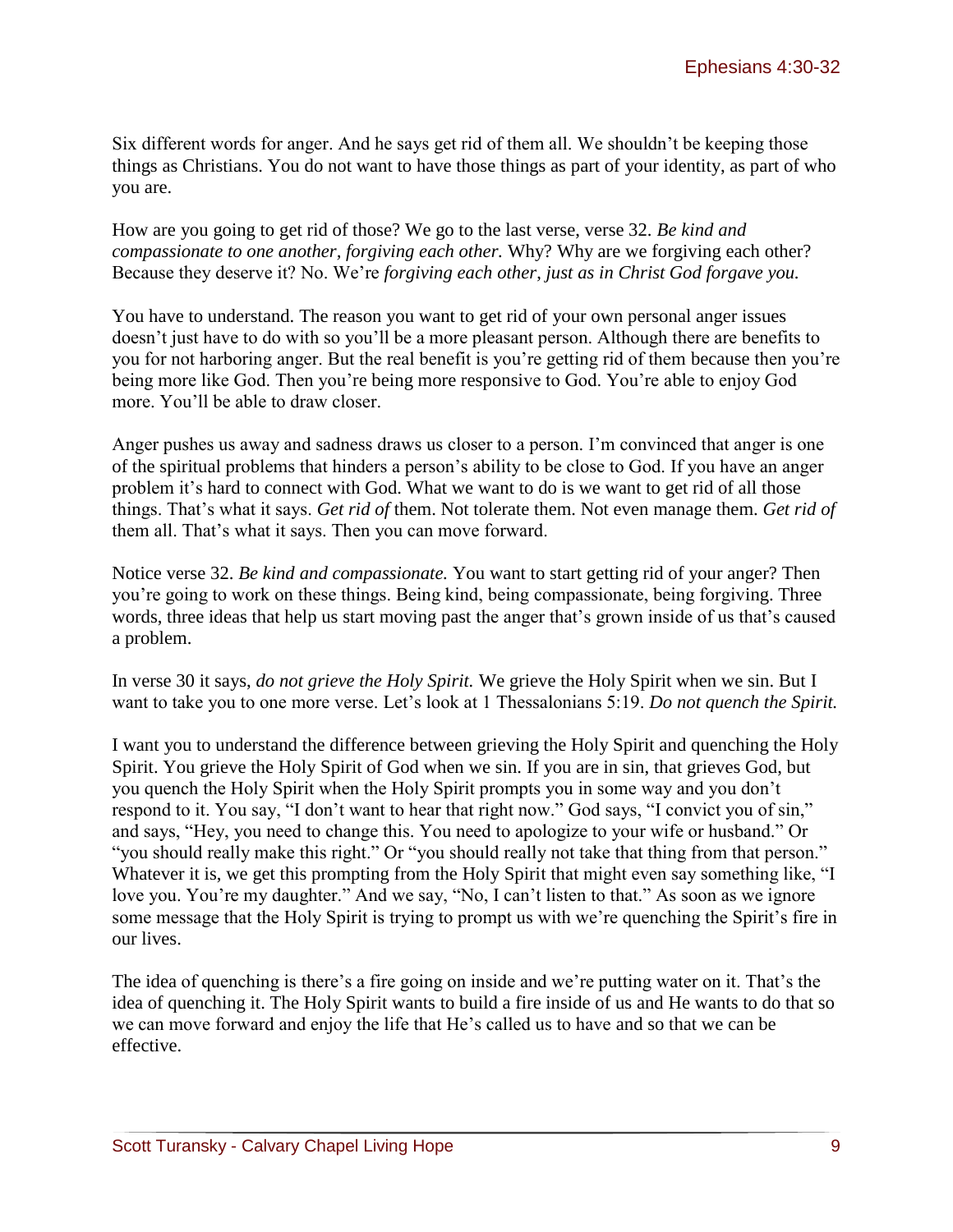Six different words for anger. And he says get rid of them all. We shouldn't be keeping those things as Christians. You do not want to have those things as part of your identity, as part of who you are.

How are you going to get rid of those? We go to the last verse, verse 32. *Be kind and compassionate to one another, forgiving each other.* Why? Why are we forgiving each other? Because they deserve it? No. We're *forgiving each other, just as in Christ God forgave you.*

You have to understand. The reason you want to get rid of your own personal anger issues doesn't just have to do with so you'll be a more pleasant person. Although there are benefits to you for not harboring anger. But the real benefit is you're getting rid of them because then you're being more like God. Then you're being more responsive to God. You're able to enjoy God more. You'll be able to draw closer.

Anger pushes us away and sadness draws us closer to a person. I'm convinced that anger is one of the spiritual problems that hinders a person's ability to be close to God. If you have an anger problem it's hard to connect with God. What we want to do is we want to get rid of all those things. That's what it says. *Get rid of* them. Not tolerate them. Not even manage them. *Get rid of* them all. That's what it says. Then you can move forward.

Notice verse 32. *Be kind and compassionate.* You want to start getting rid of your anger? Then you're going to work on these things. Being kind, being compassionate, being forgiving. Three words, three ideas that help us start moving past the anger that's grown inside of us that's caused a problem.

In verse 30 it says, *do not grieve the Holy Spirit.* We grieve the Holy Spirit when we sin. But I want to take you to one more verse. Let's look at 1 Thessalonians 5:19. *Do not quench the Spirit.*

I want you to understand the difference between grieving the Holy Spirit and quenching the Holy Spirit. You grieve the Holy Spirit of God when we sin. If you are in sin, that grieves God, but you quench the Holy Spirit when the Holy Spirit prompts you in some way and you don't respond to it. You say, "I don't want to hear that right now." God says, "I convict you of sin," and says, "Hey, you need to change this. You need to apologize to your wife or husband." Or "you should really make this right." Or "you should really not take that thing from that person." Whatever it is, we get this prompting from the Holy Spirit that might even say something like, "I love you. You're my daughter." And we say, "No, I can't listen to that." As soon as we ignore some message that the Holy Spirit is trying to prompt us with we're quenching the Spirit's fire in our lives.

The idea of quenching is there's a fire going on inside and we're putting water on it. That's the idea of quenching it. The Holy Spirit wants to build a fire inside of us and He wants to do that so we can move forward and enjoy the life that He's called us to have and so that we can be effective.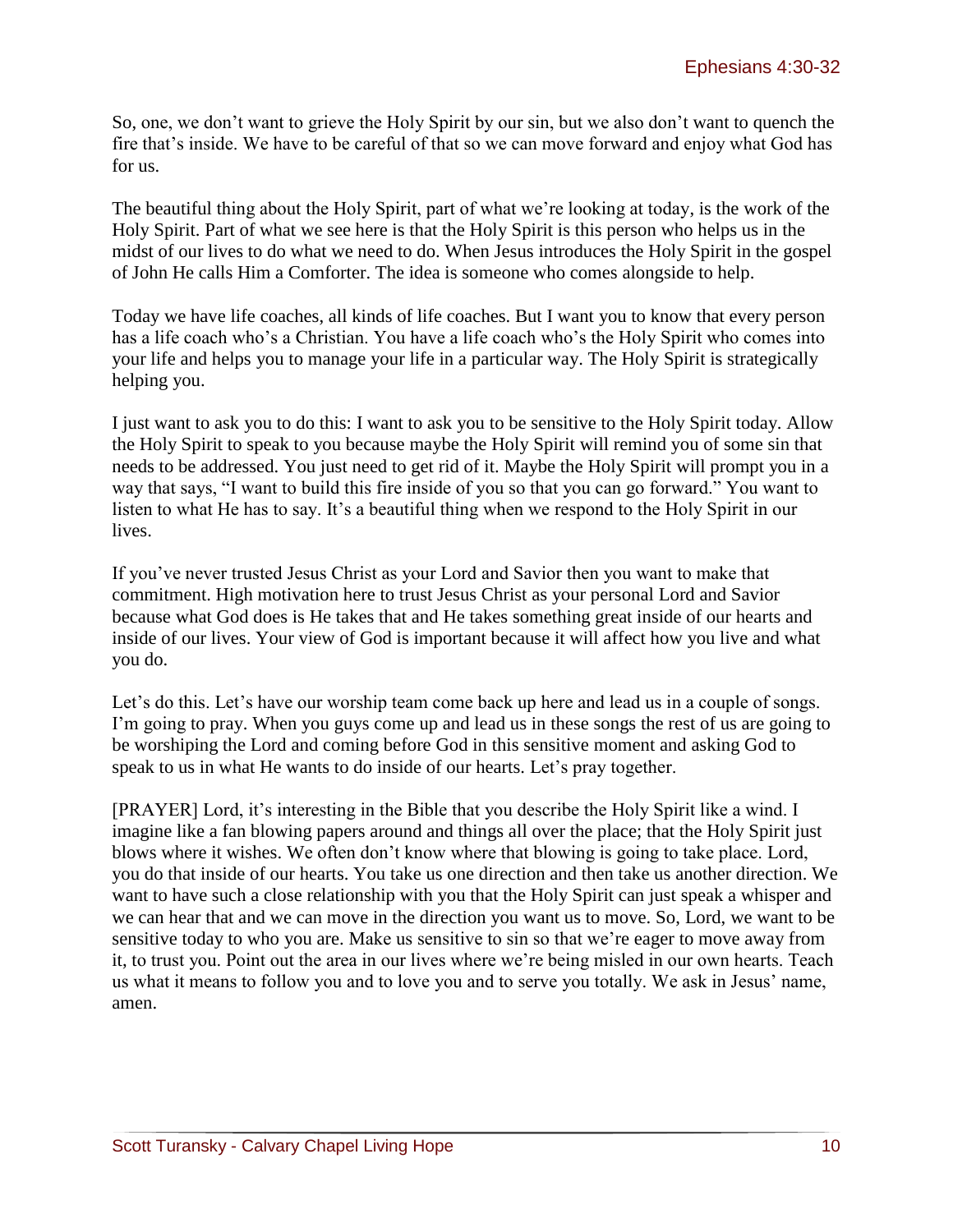So, one, we don't want to grieve the Holy Spirit by our sin, but we also don't want to quench the fire that's inside. We have to be careful of that so we can move forward and enjoy what God has for us.

The beautiful thing about the Holy Spirit, part of what we're looking at today, is the work of the Holy Spirit. Part of what we see here is that the Holy Spirit is this person who helps us in the midst of our lives to do what we need to do. When Jesus introduces the Holy Spirit in the gospel of John He calls Him a Comforter. The idea is someone who comes alongside to help.

Today we have life coaches, all kinds of life coaches. But I want you to know that every person has a life coach who's a Christian. You have a life coach who's the Holy Spirit who comes into your life and helps you to manage your life in a particular way. The Holy Spirit is strategically helping you.

I just want to ask you to do this: I want to ask you to be sensitive to the Holy Spirit today. Allow the Holy Spirit to speak to you because maybe the Holy Spirit will remind you of some sin that needs to be addressed. You just need to get rid of it. Maybe the Holy Spirit will prompt you in a way that says, "I want to build this fire inside of you so that you can go forward." You want to listen to what He has to say. It's a beautiful thing when we respond to the Holy Spirit in our lives.

If you've never trusted Jesus Christ as your Lord and Savior then you want to make that commitment. High motivation here to trust Jesus Christ as your personal Lord and Savior because what God does is He takes that and He takes something great inside of our hearts and inside of our lives. Your view of God is important because it will affect how you live and what you do.

Let's do this. Let's have our worship team come back up here and lead us in a couple of songs. I'm going to pray. When you guys come up and lead us in these songs the rest of us are going to be worshiping the Lord and coming before God in this sensitive moment and asking God to speak to us in what He wants to do inside of our hearts. Let's pray together.

[PRAYER] Lord, it's interesting in the Bible that you describe the Holy Spirit like a wind. I imagine like a fan blowing papers around and things all over the place; that the Holy Spirit just blows where it wishes. We often don't know where that blowing is going to take place. Lord, you do that inside of our hearts. You take us one direction and then take us another direction. We want to have such a close relationship with you that the Holy Spirit can just speak a whisper and we can hear that and we can move in the direction you want us to move. So, Lord, we want to be sensitive today to who you are. Make us sensitive to sin so that we're eager to move away from it, to trust you. Point out the area in our lives where we're being misled in our own hearts. Teach us what it means to follow you and to love you and to serve you totally. We ask in Jesus' name, amen.